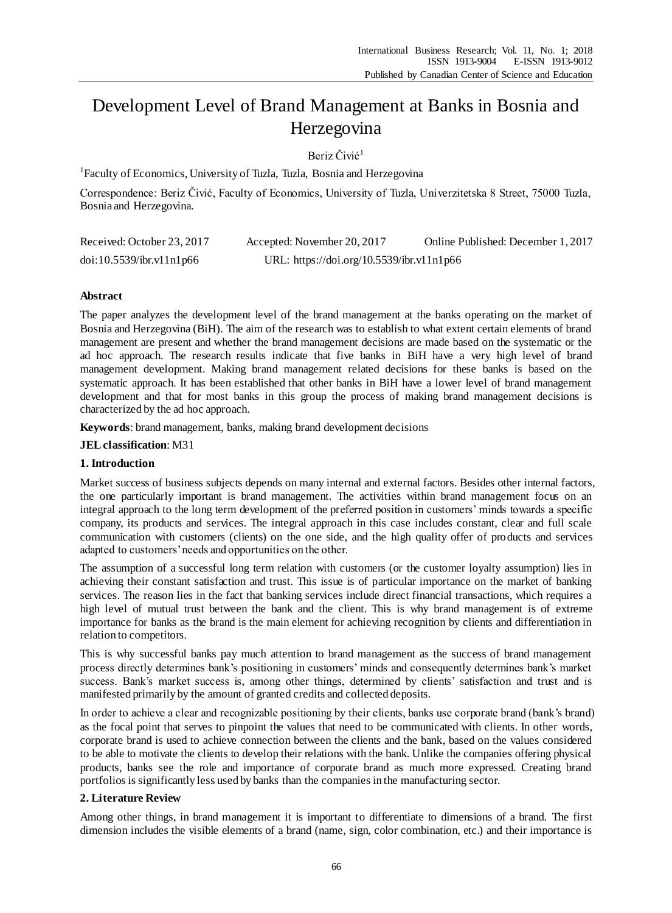# Development Level of Brand Management at Banks in Bosnia and Herzegovina

Beriz Čivić[1]

[1]Faculty of Economics, University of Tuzla, Tuzla, Bosnia and Herzegovina

Correspondence: Beriz Čivić, Faculty of Economics, University of Tuzla, Univerzitetska 8 Street, 75000 Tuzla, Bosnia and Herzegovina.

Received: October 23, 2017 Accepted: November 20, 2017 Online Published: December 1, 2017

doi:10.5539/ibr.v11n1p66 URL: https://doi.org/10.5539/ibr.v11n1p66

**Abstract**

The paper analyzes the development level of the brand management at the banks operating on the market of Bosnia and Herzegovina (BiH). The aim of the research was to establish to what extent certain elements of brand management are present and whether the brand management decisions are made based on the systematic or the ad hoc approach. The research results indicate that five banks in BiH have a very high level of brand management development. Making brand management related decisions for these banks is based on the systematic approach. It has been established that other banks in BiH have a lower level of brand management development and that for most banks in this group the process of making brand management decisions is characterized by the ad hoc approach.

**Keywords**: brand management, banks, making brand development decisions

**JEL classification**: M31

## 1. Introduction

Market success of business subjects depends on many internal and external factors. Besides other internal factors, the one particularly important is brand management. The activities within brand management focus on an integral approach to the long term development of the preferred position in customers' minds towards a specific company, its products and services. The integral approach in this case includes constant, clear and full scale communication with customers (clients) on the one side, and the high quality offer of products and services adapted to customers' needs and opportunities on the other.

The assumption of a successful long term relation with customers (or the customer loyalty assumption) lies in achieving their constant satisfaction and trust. This issue is of particular importance on the market of banking services. The reason lies in the fact that banking services include direct financial transactions, which requires a high level of mutual trust between the bank and the client. This is why brand management is of extreme importance for banks as the brand is the main element for achieving recognition by clients and differentiation in relation to competitors.

This is why successful banks pay much attention to brand management as the success of brand management process directly determines bank's positioning in customers' minds and consequently determines bank's market success. Bank's market success is, among other things, determined by clients' satisfaction and trust and is manifested primarily by the amount of granted credits and collected deposits.

In order to achieve a clear and recognizable positioning by their clients, banks use corporate brand (bank's brand) as the focal point that serves to pinpoint the values that need to be communicated with clients. In other words, corporate brand is used to achieve connection between the clients and the bank, based on the values considered to be able to motivate the clients to develop their relations with the bank. Unlike the companies offering physical products, banks see the role and importance of corporate brand as much more expressed. Creating brand portfolios is significantly less used by banks than the companies in the manufacturing sector.

## 2. Literature Review

Among other things, in brand management it is important to differentiate to dimensions of a brand. The first dimension includes the visible elements of a brand (name, sign, color combination, etc.) and their importance is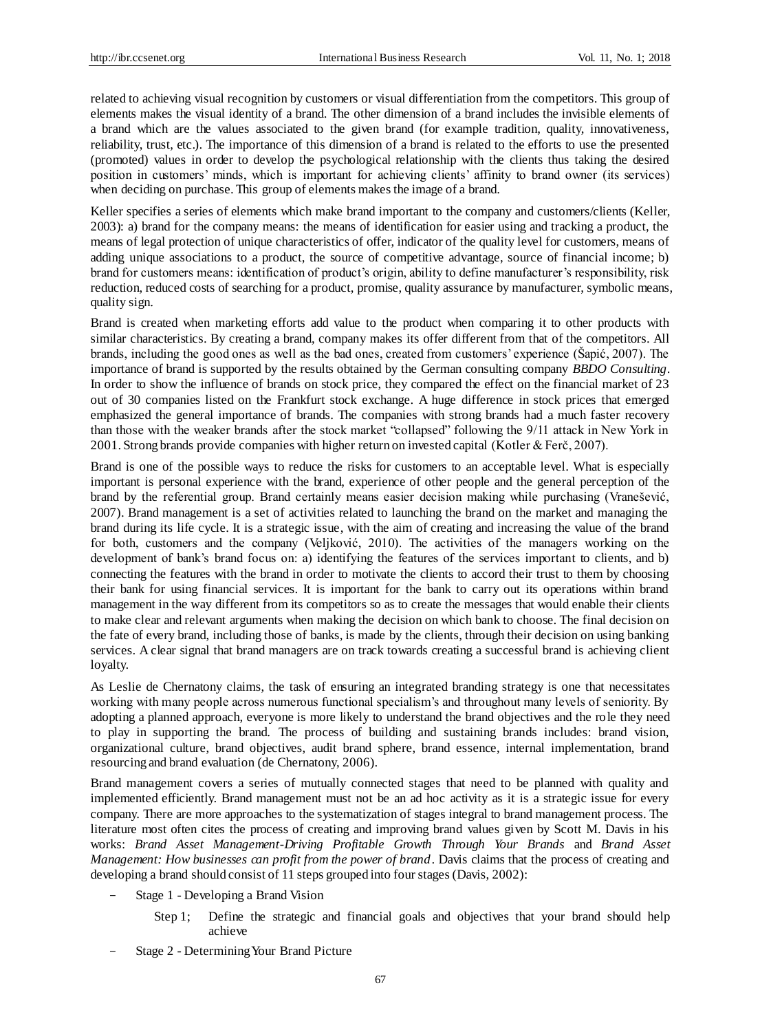related to achieving visual recognition by customers or visual differentiation from the competitors. This group of elements makes the visual identity of a brand. The other dimension of a brand includes the invisible elements of a brand which are the values associated to the given brand (for example tradition, quality, innovativeness, reliability, trust, etc.). The importance of this dimension of a brand is related to the efforts to use the presented (promoted) values in order to develop the psychological relationship with the clients thus taking the desired position in customers' minds, which is important for achieving clients' affinity to brand owner (its services) when deciding on purchase. This group of elements makes the image of a brand.

Keller specifies a series of elements which make brand important to the company and customers/clients (Keller, 2003): a) brand for the company means: the means of identification for easier using and tracking a product, the means of legal protection of unique characteristics of offer, indicator of the quality level for customers, means of adding unique associations to a product, the source of competitive advantage, source of financial income; b) brand for customers means: identification of product's origin, ability to define manufacturer's responsibility, risk reduction, reduced costs of searching for a product, promise, quality assurance by manufacturer, symbolic means, quality sign.

Brand is created when marketing efforts add value to the product when comparing it to other products with similar characteristics. By creating a brand, company makes its offer different from that of the competitors. All brands, including the good ones as well as the bad ones, created from customers' experience (Šapić, 2007). The importance of brand is supported by the results obtained by the German consulting company *BBDO Consulting*. In order to show the influence of brands on stock price, they compared the effect on the financial market of 23 out of 30 companies listed on the Frankfurt stock exchange. A huge difference in stock prices that emerged emphasized the general importance of brands. The companies with strong brands had a much faster recovery than those with the weaker brands after the stock market "collapsed" following the 9/11 attack in New York in 2001. Strong brands provide companies with higher return on invested capital (Kotler & Ferč, 2007).

Brand is one of the possible ways to reduce the risks for customers to an acceptable level. What is especially important is personal experience with the brand, experience of other people and the general perception of the brand by the referential group. Brand certainly means easier decision making while purchasing (Vranešević, 2007). Brand management is a set of activities related to launching the brand on the market and managing the brand during its life cycle. It is a strategic issue, with the aim of creating and increasing the value of the brand for both, customers and the company (Veljković, 2010). The activities of the managers working on the development of bank's brand focus on: a) identifying the features of the services important to clients, and b) connecting the features with the brand in order to motivate the clients to accord their trust to them by choosing their bank for using financial services. It is important for the bank to carry out its operations within brand management in the way different from its competitors so as to create the messages that would enable their clients to make clear and relevant arguments when making the decision on which bank to choose. The final decision on the fate of every brand, including those of banks, is made by the clients, through their decision on using banking services. A clear signal that brand managers are on track towards creating a successful brand is achieving client loyalty.

As Leslie de Chernatony claims, the task of ensuring an integrated branding strategy is one that necessitates working with many people across numerous functional specialism's and throughout many levels of seniority. By adopting a planned approach, everyone is more likely to understand the brand objectives and the role they need to play in supporting the brand. The process of building and sustaining brands includes: brand vision, organizational culture, brand objectives, audit brand sphere, brand essence, internal implementation, brand resourcing and brand evaluation (de Chernatony, 2006).

Brand management covers a series of mutually connected stages that need to be planned with quality and implemented efficiently. Brand management must not be an ad hoc activity as it is a strategic issue for every company. There are more approaches to the systematization of stages integral to brand management process. The literature most often cites the process of creating and improving brand values given by Scott M. Davis in his works: *Brand Asset Management-Driving Profitable Growth Through Your Brands* and *Brand Asset Management: How businesses can profit from the power of brand*. Davis claims that the process of creating and developing a brand should consist of 11 steps grouped into four stages (Davis, 2002):

- Stage 1 - Developing a Brand Vision
  - Step 1; Define the strategic and financial goals and objectives that your brand should help achieve
- Stage 2 - Determining Your Brand Picture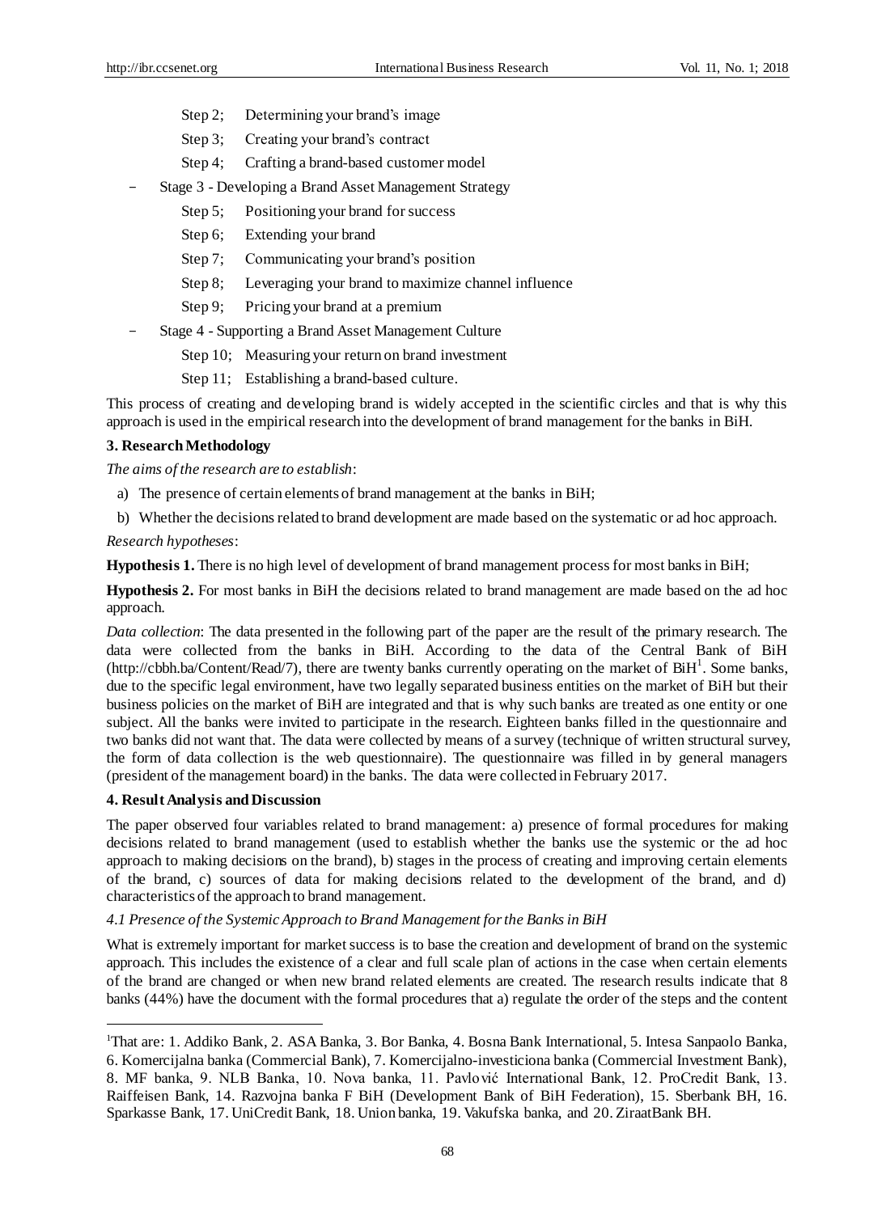- Step 2; Determining your brand's image
- Step 3; Creating your brand's contract
- Step 4; Crafting a brand-based customer model

– Stage 3 - Developing a Brand Asset Management Strategy

- Step 5; Positioning your brand for success
- Step 6; Extending your brand
- Step 7; Communicating your brand's position
- Step 8; Leveraging your brand to maximize channel influence
- Step 9; Pricing your brand at a premium

– Stage 4 - Supporting a Brand Asset Management Culture

- Step 10; Measuring your return on brand investment
- Step 11; Establishing a brand-based culture.

This process of creating and developing brand is widely accepted in the scientific circles and that is why this approach is used in the empirical research into the development of brand management for the banks in BiH.

## 3. Research Methodology

*The aims of the research are to establish*:

a) The presence of certain elements of brand management at the banks in BiH;

b) Whether the decisions related to brand development are made based on the systematic or ad hoc approach.

*Research hypotheses*:

**Hypothesis 1.** There is no high level of development of brand management process for most banks in BiH;

**Hypothesis 2.** For most banks in BiH the decisions related to brand management are made based on the ad hoc approach.

*Data collection*: The data presented in the following part of the paper are the result of the primary research. The data were collected from the banks in BiH. According to the data of the Central Bank of BiH (http://cbbh.ba/Content/Read/7), there are twenty banks currently operating on the market of BiH[1]. Some banks, due to the specific legal environment, have two legally separated business entities on the market of BiH but their business policies on the market of BiH are integrated and that is why such banks are treated as one entity or one subject. All the banks were invited to participate in the research. Eighteen banks filled in the questionnaire and two banks did not want that. The data were collected by means of a survey (technique of written structural survey, the form of data collection is the web questionnaire). The questionnaire was filled in by general managers (president of the management board) in the banks. The data were collected in February 2017.

## 4. Result Analysis and Discussion

The paper observed four variables related to brand management: a) presence of formal procedures for making decisions related to brand management (used to establish whether the banks use the systemic or the ad hoc approach to making decisions on the brand), b) stages in the process of creating and improving certain elements of the brand, c) sources of data for making decisions related to the development of the brand, and d) characteristics of the approach to brand management.

### *4.1 Presence of the Systemic Approach to Brand Management for the Banks in BiH*

What is extremely important for market success is to base the creation and development of brand on the systemic approach. This includes the existence of a clear and full scale plan of actions in the case when certain elements of the brand are changed or when new brand related elements are created. The research results indicate that 8 banks (44%) have the document with the formal procedures that a) regulate the order of the steps and the content

---

[1] That are: 1. Addiko Bank, 2. ASA Banka, 3. Bor Banka, 4. Bosna Bank International, 5. Intesa Sanpaolo Banka, 6. Komercijalna banka (Commercial Bank), 7. Komercijalno-investiciona banka (Commercial Investment Bank), 8. MF banka, 9. NLB Banka, 10. Nova banka, 11. Pavlović International Bank, 12. ProCredit Bank, 13. Raiffeisen Bank, 14. Razvojna banka F BiH (Development Bank of BiH Federation), 15. Sberbank BH, 16. Sparkasse Bank, 17. UniCredit Bank, 18. Union banka, 19. Vakufska banka, and 20. ZiraatBank BH.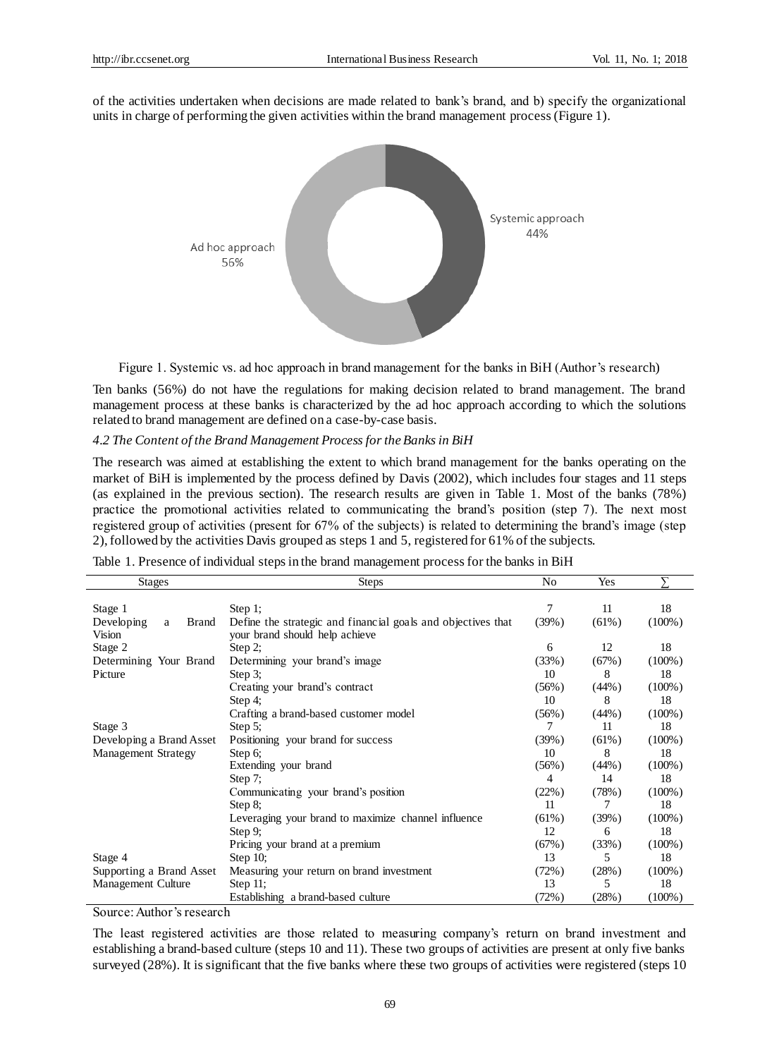of the activities undertaken when decisions are made related to bank's brand, and b) specify the organizational units in charge of performing the given activities within the brand management process (Figure 1).

Figure 1. Systemic vs. ad hoc approach in brand management for the banks in BiH (Author's research)

Ten banks (56%) do not have the regulations for making decision related to brand management. The brand management process at these banks is characterized by the ad hoc approach according to which the solutions related to brand management are defined on a case-by-case basis.

### *4.2 The Content of the Brand Management Process for the Banks in BiH*

The research was aimed at establishing the extent to which brand management for the banks operating on the market of BiH is implemented by the process defined by Davis (2002), which includes four stages and 11 steps (as explained in the previous section). The research results are given in Table 1. Most of the banks (78%) practice the promotional activities related to communicating the brand's position (step 7). The next most registered group of activities (present for 67% of the subjects) is related to determining the brand's image (step 2), followed by the activities Davis grouped as steps 1 and 5, registered for 61% of the subjects.

Table 1. Presence of individual steps in the brand management process for the banks in BiH

| Stages | Steps | No | Yes | ∑ |
|---|---|---|---|---|
| Stage 1<br>Developing a Brand Vision | Step 1;<br>Define the strategic and financial goals and objectives that your brand should help achieve | 7<br>(39%) | 11<br>(61%) | 18<br>(100%) |
| Stage 2<br>Determining Your Brand Picture | Step 2;<br>Determining your brand's image | 6<br>(33%) | 12<br>(67%) | 18<br>(100%) |
| | Step 3;<br>Creating your brand's contract | 10<br>(56%) | 8<br>(44%) | 18<br>(100%) |
| | Step 4;<br>Crafting a brand-based customer model | 10<br>(56%) | 8<br>(44%) | 18<br>(100%) |
| Stage 3<br>Developing a Brand Asset Management Strategy | Step 5;<br>Positioning your brand for success | 7<br>(39%) | 11<br>(61%) | 18<br>(100%) |
| | Step 6;<br>Extending your brand | 10<br>(56%) | 8<br>(44%) | 18<br>(100%) |
| | Step 7;<br>Communicating your brand's position | 4<br>(22%) | 14<br>(78%) | 18<br>(100%) |
| | Step 8;<br>Leveraging your brand to maximize channel influence | 11<br>(61%) | 7<br>(39%) | 18<br>(100%) |
| | Step 9;<br>Pricing your brand at a premium | 12<br>(67%) | 6<br>(33%) | 18<br>(100%) |
| Stage 4<br>Supporting a Brand Asset Management Culture | Step 10;<br>Measuring your return on brand investment | 13<br>(72%) | 5<br>(28%) | 18<br>(100%) |
| | Step 11;<br>Establishing a brand-based culture | 13<br>(72%) | 5<br>(28%) | 18<br>(100%) |

Source: Author's research

The least registered activities are those related to measuring company's return on brand investment and establishing a brand-based culture (steps 10 and 11). These two groups of activities are present at only five banks surveyed (28%). It is significant that the five banks where these two groups of activities were registered (steps 10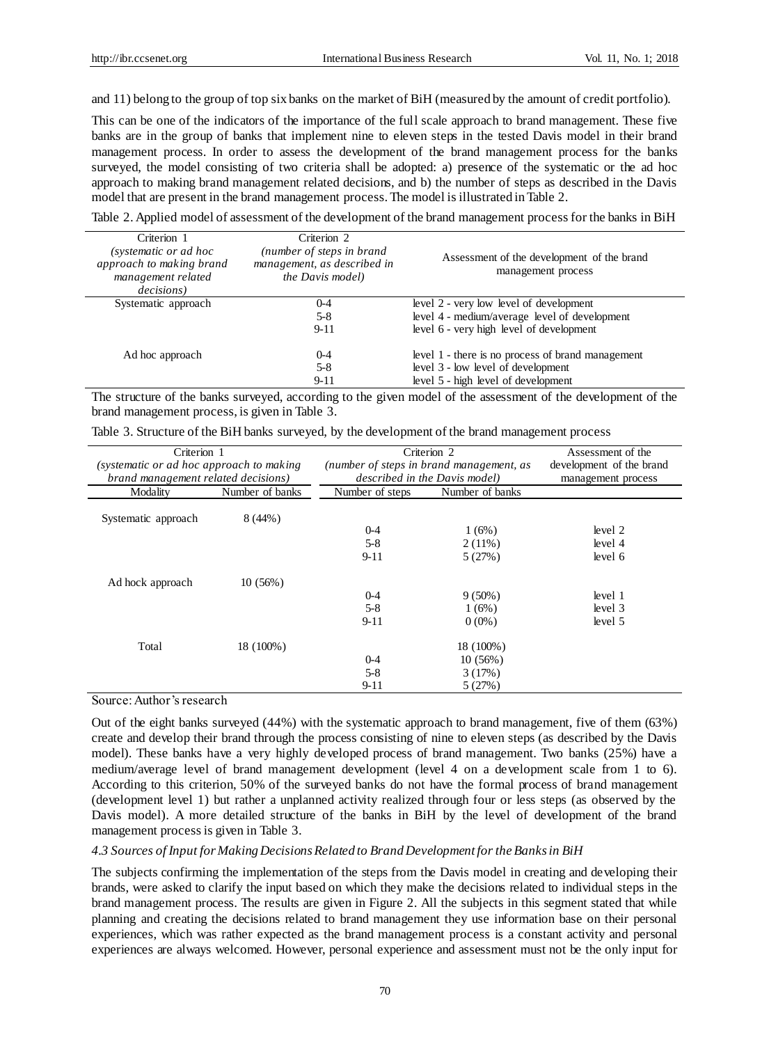and 11) belong to the group of top six banks on the market of BiH (measured by the amount of credit portfolio).

This can be one of the indicators of the importance of the full scale approach to brand management. These five banks are in the group of banks that implement nine to eleven steps in the tested Davis model in their brand management process. In order to assess the development of the brand management process for the banks surveyed, the model consisting of two criteria shall be adopted: a) presence of the systematic or the ad hoc approach to making brand management related decisions, and b) the number of steps as described in the Davis model that are present in the brand management process. The model is illustrated in Table 2.

Table 2. Applied model of assessment of the development of the brand management process for the banks in BiH

| Criterion 1 *(systematic or ad hoc approach to making brand management related decisions)* | Criterion 2 *(number of steps in brand management, as described in the Davis model)* | Assessment of the development of the brand management process |
|---|---|---|
| Systematic approach | 0-4 | level 2 - very low level of development |
| | 5-8 | level 4 - medium/average level of development |
| | 9-11 | level 6 - very high level of development |
| Ad hoc approach | 0-4 | level 1 - there is no process of brand management |
| | 5-8 | level 3 - low level of development |
| | 9-11 | level 5 - high level of development |

The structure of the banks surveyed, according to the given model of the assessment of the development of the brand management process, is given in Table 3.

Table 3. Structure of the BiH banks surveyed, by the development of the brand management process

| Criterion 1 *(systematic or ad hoc approach to making brand management related decisions)* | | Criterion 2 *(number of steps in brand management, as described in the Davis model)* | | Assessment of the development of the brand management process |
|---|---|---|---|---|
| Modality | Number of banks | Number of steps | Number of banks | |
| Systematic approach | 8 (44%) | | | |
| | | 0-4 | 1 (6%) | level 2 |
| | | 5-8 | 2 (11%) | level 4 |
| | | 9-11 | 5 (27%) | level 6 |
| Ad hock approach | 10 (56%) | | | |
| | | 0-4 | 9 (50%) | level 1 |
| | | 5-8 | 1 (6%) | level 3 |
| | | 9-11 | 0 (0%) | level 5 |
| Total | 18 (100%) | | 18 (100%) | |
| | | 0-4 | 10 (56%) | |
| | | 5-8 | 3 (17%) | |
| | | 9-11 | 5 (27%) | |

Source: Author's research

Out of the eight banks surveyed (44%) with the systematic approach to brand management, five of them (63%) create and develop their brand through the process consisting of nine to eleven steps (as described by the Davis model). These banks have a very highly developed process of brand management. Two banks (25%) have a medium/average level of brand management development (level 4 on a development scale from 1 to 6). According to this criterion, 50% of the surveyed banks do not have the formal process of brand management (development level 1) but rather a unplanned activity realized through four or less steps (as observed by the Davis model). A more detailed structure of the banks in BiH by the level of development of the brand management process is given in Table 3.

### *4.3 Sources of Input for Making Decisions Related to Brand Development for the Banks in BiH*

The subjects confirming the implementation of the steps from the Davis model in creating and developing their brands, were asked to clarify the input based on which they make the decisions related to individual steps in the brand management process. The results are given in Figure 2. All the subjects in this segment stated that while planning and creating the decisions related to brand management they use information base on their personal experiences, which was rather expected as the brand management process is a constant activity and personal experiences are always welcomed. However, personal experience and assessment must not be the only input for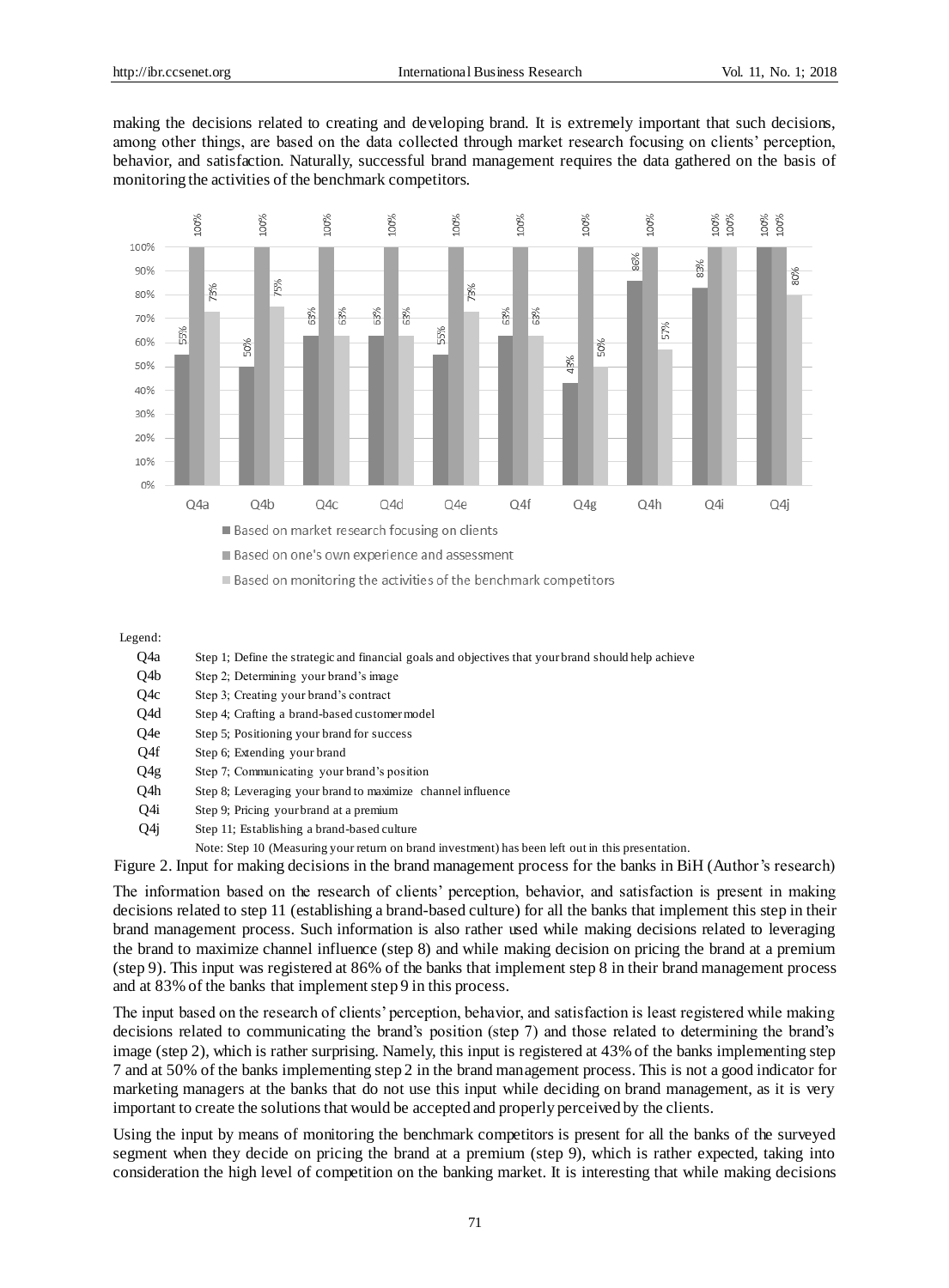making the decisions related to creating and developing brand. It is extremely important that such decisions, among other things, are based on the data collected through market research focusing on clients' perception, behavior, and satisfaction. Naturally, successful brand management requires the data gathered on the basis of monitoring the activities of the benchmark competitors.

| | Based on market research focusing on clients | Based on one's own experience and assessment | Based on monitoring the activities of the benchmark competitors |
|---|---|---|---|
| Q4a | 55% | 100% | 73% |
| Q4b | 50% | 100% | 75% |
| Q4c | 63% | 100% | 63% |
| Q4d | 63% | 100% | 63% |
| Q4e | 55% | 100% | 73% |
| Q4f | 63% | 100% | 63% |
| Q4g | 43% | 100% | 50% |
| Q4h | 86% | 100% | 57% |
| Q4i | 83% | 100% | 100% |
| Q4j | 100% | 100% | 80% |

Legend:

- Q4a Step 1; Define the strategic and financial goals and objectives that your brand should help achieve
- Q4b Step 2; Determining your brand's image
- Q4c Step 3; Creating your brand's contract
- Q4d Step 4; Crafting a brand-based customer model
- Q4e Step 5; Positioning your brand for success
- Q4f Step 6; Extending your brand
- Q4g Step 7; Communicating your brand's position
- Q4h Step 8; Leveraging your brand to maximize channel influence
- Q4i Step 9; Pricing your brand at a premium
- Q4j Step 11; Establishing a brand-based culture

Note: Step 10 (Measuring your return on brand investment) has been left out in this presentation.

Figure 2. Input for making decisions in the brand management process for the banks in BiH (Author's research)

The information based on the research of clients' perception, behavior, and satisfaction is present in making decisions related to step 11 (establishing a brand-based culture) for all the banks that implement this step in their brand management process. Such information is also rather used while making decisions related to leveraging the brand to maximize channel influence (step 8) and while making decision on pricing the brand at a premium (step 9). This input was registered at 86% of the banks that implement step 8 in their brand management process and at 83% of the banks that implement step 9 in this process.

The input based on the research of clients' perception, behavior, and satisfaction is least registered while making decisions related to communicating the brand's position (step 7) and those related to determining the brand's image (step 2), which is rather surprising. Namely, this input is registered at 43% of the banks implementing step 7 and at 50% of the banks implementing step 2 in the brand management process. This is not a good indicator for marketing managers at the banks that do not use this input while deciding on brand management, as it is very important to create the solutions that would be accepted and properly perceived by the clients.

Using the input by means of monitoring the benchmark competitors is present for all the banks of the surveyed segment when they decide on pricing the brand at a premium (step 9), which is rather expected, taking into consideration the high level of competition on the banking market. It is interesting that while making decisions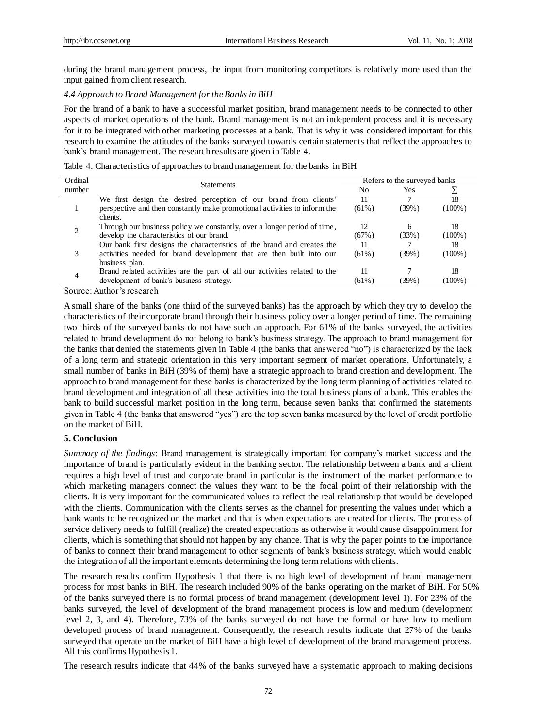during the brand management process, the input from monitoring competitors is relatively more used than the input gained from client research.

### *4.4 Approach to Brand Management for the Banks in BiH*

For the brand of a bank to have a successful market position, brand management needs to be connected to other aspects of market operations of the bank. Brand management is not an independent process and it is necessary for it to be integrated with other marketing processes at a bank. That is why it was considered important for this research to examine the attitudes of the banks surveyed towards certain statements that reflect the approaches to bank's brand management. The research results are given in Table 4.

Table 4. Characteristics of approaches to brand management for the banks in BiH

| Ordinal number | Statements | Refers to the surveyed banks | | |
|---|---|---|---|---|
| | | No | Yes | ∑ |
| 1 | We first design the desired perception of our brand from clients' perspective and then constantly make promotional activities to inform the clients. | 11 (61%) | 7 (39%) | 18 (100%) |
| 2 | Through our business policy we constantly, over a longer period of time, develop the characteristics of our brand. | 12 (67%) | 6 (33%) | 18 (100%) |
| 3 | Our bank first designs the characteristics of the brand and creates the activities needed for brand development that are then built into our business plan. | 11 (61%) | 7 (39%) | 18 (100%) |
| 4 | Brand related activities are the part of all our activities related to the development of bank's business strategy. | 11 (61%) | 7 (39%) | 18 (100%) |

Source: Author's research

A small share of the banks (one third of the surveyed banks) has the approach by which they try to develop the characteristics of their corporate brand through their business policy over a longer period of time. The remaining two thirds of the surveyed banks do not have such an approach. For 61% of the banks surveyed, the activities related to brand development do not belong to bank's business strategy. The approach to brand management for the banks that denied the statements given in Table 4 (the banks that answered "no") is characterized by the lack of a long term and strategic orientation in this very important segment of market operations. Unfortunately, a small number of banks in BiH (39% of them) have a strategic approach to brand creation and development. The approach to brand management for these banks is characterized by the long term planning of activities related to brand development and integration of all these activities into the total business plans of a bank. This enables the bank to build successful market position in the long term, because seven banks that confirmed the statements given in Table 4 (the banks that answered "yes") are the top seven banks measured by the level of credit portfolio on the market of BiH.

## 5. Conclusion

*Summary of the findings*: Brand management is strategically important for company's market success and the importance of brand is particularly evident in the banking sector. The relationship between a bank and a client requires a high level of trust and corporate brand in particular is the instrument of the market performance to which marketing managers connect the values they want to be the focal point of their relationship with the clients. It is very important for the communicated values to reflect the real relationship that would be developed with the clients. Communication with the clients serves as the channel for presenting the values under which a bank wants to be recognized on the market and that is when expectations are created for clients. The process of service delivery needs to fulfill (realize) the created expectations as otherwise it would cause disappointment for clients, which is something that should not happen by any chance. That is why the paper points to the importance of banks to connect their brand management to other segments of bank's business strategy, which would enable the integration of all the important elements determining the long term relations with clients.

The research results confirm Hypothesis 1 that there is no high level of development of brand management process for most banks in BiH. The research included 90% of the banks operating on the market of BiH. For 50% of the banks surveyed there is no formal process of brand management (development level 1). For 23% of the banks surveyed, the level of development of the brand management process is low and medium (development level 2, 3, and 4). Therefore, 73% of the banks surveyed do not have the formal or have low to medium developed process of brand management. Consequently, the research results indicate that 27% of the banks surveyed that operate on the market of BiH have a high level of development of the brand management process. All this confirms Hypothesis 1.

The research results indicate that 44% of the banks surveyed have a systematic approach to making decisions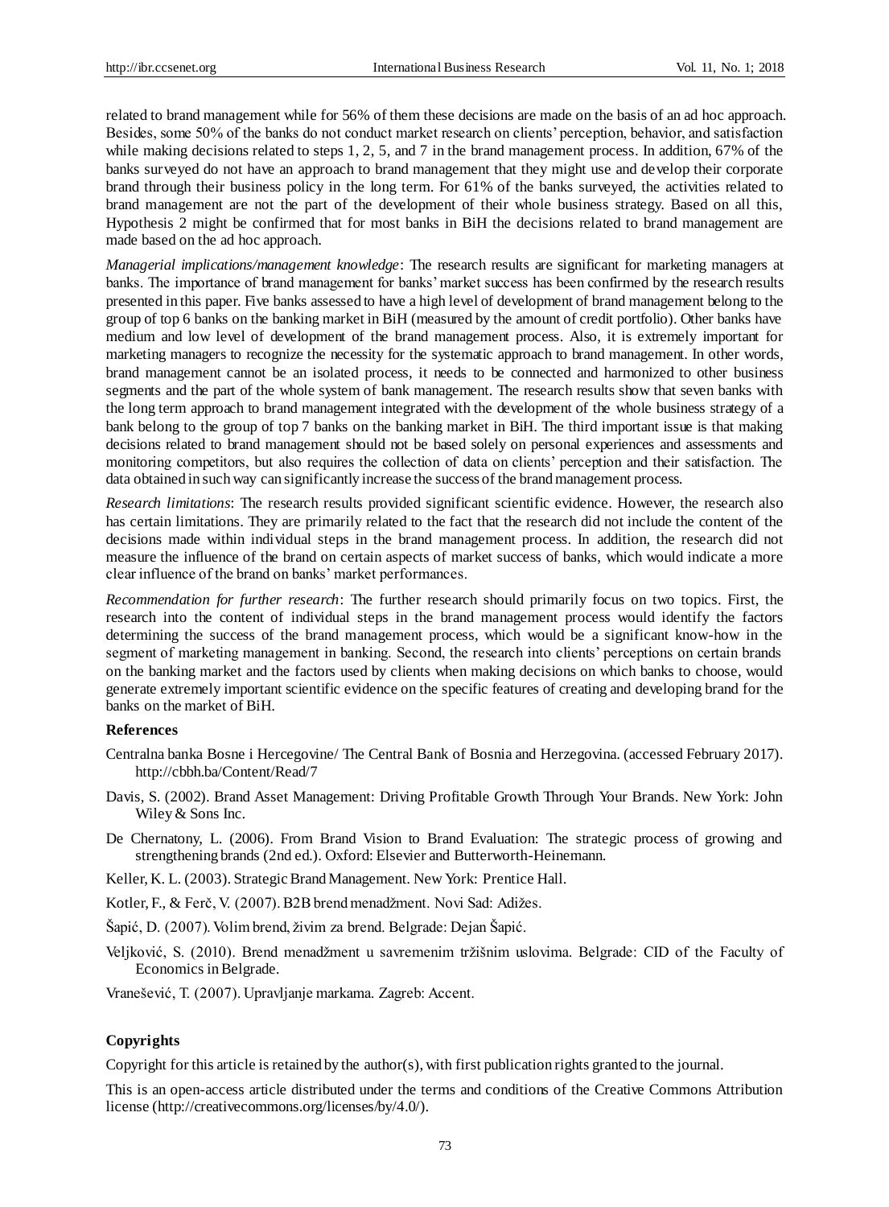related to brand management while for 56% of them these decisions are made on the basis of an ad hoc approach. Besides, some 50% of the banks do not conduct market research on clients' perception, behavior, and satisfaction while making decisions related to steps 1, 2, 5, and 7 in the brand management process. In addition, 67% of the banks surveyed do not have an approach to brand management that they might use and develop their corporate brand through their business policy in the long term. For 61% of the banks surveyed, the activities related to brand management are not the part of the development of their whole business strategy. Based on all this, Hypothesis 2 might be confirmed that for most banks in BiH the decisions related to brand management are made based on the ad hoc approach.

*Managerial implications/management knowledge*: The research results are significant for marketing managers at banks. The importance of brand management for banks' market success has been confirmed by the research results presented in this paper. Five banks assessed to have a high level of development of brand management belong to the group of top 6 banks on the banking market in BiH (measured by the amount of credit portfolio). Other banks have medium and low level of development of the brand management process. Also, it is extremely important for marketing managers to recognize the necessity for the systematic approach to brand management. In other words, brand management cannot be an isolated process, it needs to be connected and harmonized to other business segments and the part of the whole system of bank management. The research results show that seven banks with the long term approach to brand management integrated with the development of the whole business strategy of a bank belong to the group of top 7 banks on the banking market in BiH. The third important issue is that making decisions related to brand management should not be based solely on personal experiences and assessments and monitoring competitors, but also requires the collection of data on clients' perception and their satisfaction. The data obtained in such way can significantly increase the success of the brand management process.

*Research limitations*: The research results provided significant scientific evidence. However, the research also has certain limitations. They are primarily related to the fact that the research did not include the content of the decisions made within individual steps in the brand management process. In addition, the research did not measure the influence of the brand on certain aspects of market success of banks, which would indicate a more clear influence of the brand on banks' market performances.

*Recommendation for further research*: The further research should primarily focus on two topics. First, the research into the content of individual steps in the brand management process would identify the factors determining the success of the brand management process, which would be a significant know-how in the segment of marketing management in banking. Second, the research into clients' perceptions on certain brands on the banking market and the factors used by clients when making decisions on which banks to choose, would generate extremely important scientific evidence on the specific features of creating and developing brand for the banks on the market of BiH.

## References

Centralna banka Bosne i Hercegovine/ The Central Bank of Bosnia and Herzegovina. (accessed February 2017). http://cbbh.ba/Content/Read/7

Davis, S. (2002). Brand Asset Management: Driving Profitable Growth Through Your Brands. New York: John Wiley & Sons Inc.

De Chernatony, L. (2006). From Brand Vision to Brand Evaluation: The strategic process of growing and strengthening brands (2nd ed.). Oxford: Elsevier and Butterworth-Heinemann.

Keller, K. L. (2003). Strategic Brand Management. New York: Prentice Hall.

Kotler, F., & Ferč, V. (2007). B2B brend menadžment. Novi Sad: Adižes.

Šapić, D. (2007). Volim brend, živim za brend. Belgrade: Dejan Šapić.

Veljković, S. (2010). Brend menadžment u savremenim tržišnim uslovima. Belgrade: CID of the Faculty of Economics in Belgrade.

Vranešević, T. (2007). Upravljanje markama. Zagreb: Accent.

## Copyrights

Copyright for this article is retained by the author(s), with first publication rights granted to the journal.

This is an open-access article distributed under the terms and conditions of the Creative Commons Attribution license (http://creativecommons.org/licenses/by/4.0/).